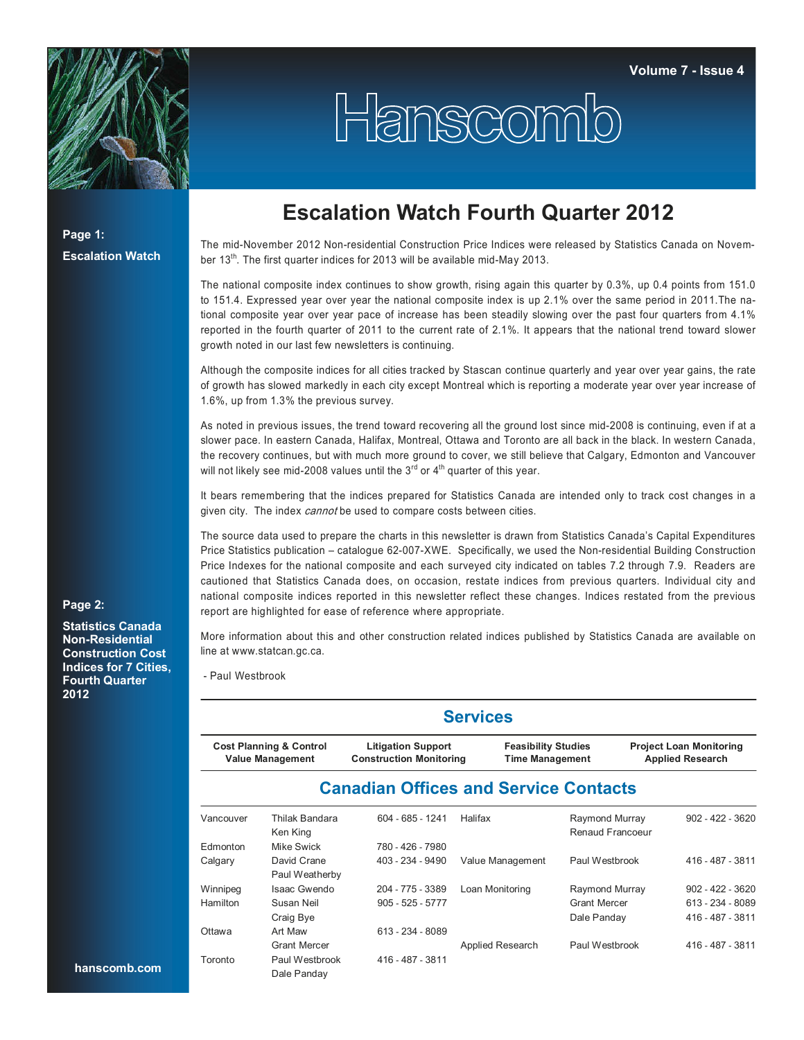# Hanscomb

## Escalation Watch Fourth Quarter 2012

**Page 1:**
**Escalation Watch**

**Page 2:**
**Statistics Canada Non-Residential Construction Cost Indices for 7 Cities, Fourth Quarter 2012**

The mid-November 2012 Non-residential Construction Price Indices were released by Statistics Canada on November 13th. The first quarter indices for 2013 will be available mid-May 2013.

The national composite index continues to show growth, rising again this quarter by 0.3%, up 0.4 points from 151.0 to 151.4. Expressed year over year the national composite index is up 2.1% over the same period in 2011. The national composite year over year pace of increase has been steadily slowing over the past four quarters from 4.1% reported in the fourth quarter of 2011 to the current rate of 2.1%. It appears that the national trend toward slower growth noted in our last few newsletters is continuing.

Although the composite indices for all cities tracked by Stascan continue quarterly and year over year gains, the rate of growth has slowed markedly in each city except Montreal which is reporting a moderate year over year increase of 1.6%, up from 1.3% the previous survey.

As noted in previous issues, the trend toward recovering all the ground lost since mid-2008 is continuing, even if at a slower pace. In eastern Canada, Halifax, Montreal, Ottawa and Toronto are all back in the black. In western Canada, the recovery continues, but with much more ground to cover, we still believe that Calgary, Edmonton and Vancouver will not likely see mid-2008 values until the 3rd or 4th quarter of this year.

It bears remembering that the indices prepared for Statistics Canada are intended only to track cost changes in a given city. The index *cannot* be used to compare costs between cities.

The source data used to prepare the charts in this newsletter is drawn from Statistics Canada's Capital Expenditures Price Statistics publication – catalogue 62-007-XWE. Specifically, we used the Non-residential Building Construction Price Indexes for the national composite and each surveyed city indicated on tables 7.2 through 7.9. Readers are cautioned that Statistics Canada does, on occasion, restate indices from previous quarters. Individual city and national composite indices reported in this newsletter reflect these changes. Indices restated from the previous report are highlighted for ease of reference where appropriate.

More information about this and other construction related indices published by Statistics Canada are available on line at www.statcan.gc.ca.

- Paul Westbrook

## Services

| Cost Planning & Control<br>Value Management | Litigation Support<br>Construction Monitoring | Feasibility Studies<br>Time Management | Project Loan Monitoring<br>Applied Research |
|---|---|---|---|

## Canadian Offices and Service Contacts

| Office | Contact | Phone | Office / Service | Contact | Phone |
|---|---|---|---|---|---|
| Vancouver | Thilak Bandara<br>Ken King | 604 - 685 - 1241 | Halifax | Raymond Murray<br>Renaud Francoeur | 902 - 422 - 3620 |
| Edmonton | Mike Swick | 780 - 426 - 7980 | | | |
| Calgary | David Crane<br>Paul Weatherby | 403 - 234 - 9490 | Value Management | Paul Westbrook | 416 - 487 - 3811 |
| Winnipeg | Isaac Gwendo | 204 - 775 - 3389 | Loan Monitoring | Raymond Murray | 902 - 422 - 3620 |
| Hamilton | Susan Neil<br>Craig Bye | 905 - 525 - 5777 | | Grant Mercer<br>Dale Panday | 613 - 234 - 8089<br>416 - 487 - 3811 |
| Ottawa | Art Maw<br>Grant Mercer | 613 - 234 - 8089 | Applied Research | Paul Westbrook | 416 - 487 - 3811 |
| Toronto | Paul Westbrook<br>Dale Panday | 416 - 487 - 3811 | | | |

hanscomb.com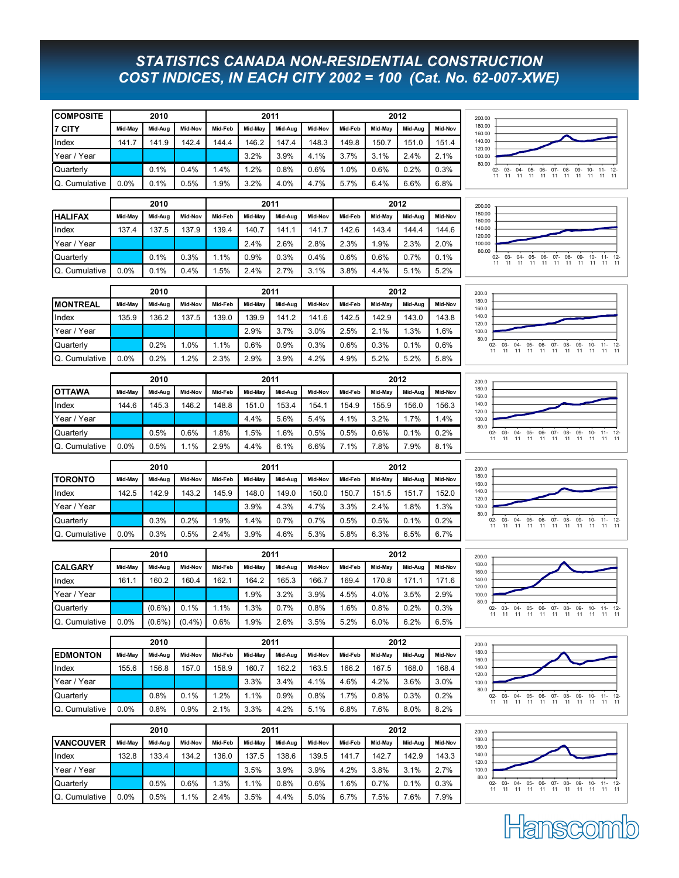# STATISTICS CANADA NON-RESIDENTIAL CONSTRUCTION COST INDICES, IN EACH CITY 2002 = 100 (Cat. No. 62-007-XWE)

| COMPOSITE | 2010 | | | 2011 | | | | 2012 | | | |
|---|---|---|---|---|---|---|---|---|---|---|---|
| 7 CITY | Mid-May | Mid-Aug | Mid-Nov | Mid-Feb | Mid-May | Mid-Aug | Mid-Nov | Mid-Feb | Mid-May | Mid-Aug | Mid-Nov |
| Index | 141.7 | 141.9 | 142.4 | 144.4 | 146.2 | 147.4 | 148.3 | 149.8 | 150.7 | 151.0 | 151.4 |
| Year / Year | | | | | 3.2% | 3.9% | 4.1% | 3.7% | 3.1% | 2.4% | 2.1% |
| Quarterly | | 0.1% | 0.4% | 1.4% | 1.2% | 0.8% | 0.6% | 1.0% | 0.6% | 0.2% | 0.3% |
| Q. Cumulative | 0.0% | 0.1% | 0.5% | 1.9% | 3.2% | 4.0% | 4.7% | 5.7% | 6.4% | 6.6% | 6.8% |

200.00
180.00
160.00
140.00
120.00
100.00
80.00
02-11 03-11 04-11 05-11 06-11 07-11 08-11 09-11 10-11 11-11 12-11

| | 2010 | | | 2011 | | | | 2012 | | | |
|---|---|---|---|---|---|---|---|---|---|---|---|
| HALIFAX | Mid-May | Mid-Aug | Mid-Nov | Mid-Feb | Mid-May | Mid-Aug | Mid-Nov | Mid-Feb | Mid-May | Mid-Aug | Mid-Nov |
| Index | 137.4 | 137.5 | 137.9 | 139.4 | 140.7 | 141.1 | 141.7 | 142.6 | 143.4 | 144.4 | 144.6 |
| Year / Year | | | | | 2.4% | 2.6% | 2.8% | 2.3% | 1.9% | 2.3% | 2.0% |
| Quarterly | | 0.1% | 0.3% | 1.1% | 0.9% | 0.3% | 0.4% | 0.6% | 0.6% | 0.7% | 0.1% |
| Q. Cumulative | 0.0% | 0.1% | 0.4% | 1.5% | 2.4% | 2.7% | 3.1% | 3.8% | 4.4% | 5.1% | 5.2% |

200.00
180.00
160.00
140.00
120.00
100.00
80.00
02-11 03-11 04-11 05-11 06-11 07-11 08-11 09-11 10-11 11-11 12-11

| | 2010 | | | 2011 | | | | 2012 | | | |
|---|---|---|---|---|---|---|---|---|---|---|---|
| MONTREAL | Mid-May | Mid-Aug | Mid-Nov | Mid-Feb | Mid-May | Mid-Aug | Mid-Nov | Mid-Feb | Mid-May | Mid-Aug | Mid-Nov |
| Index | 135.9 | 136.2 | 137.5 | 139.0 | 139.9 | 141.2 | 141.6 | 142.5 | 142.9 | 143.0 | 143.8 |
| Year / Year | | | | | 2.9% | 3.7% | 3.0% | 2.5% | 2.1% | 1.3% | 1.6% |
| Quarterly | | 0.2% | 1.0% | 1.1% | 0.6% | 0.9% | 0.3% | 0.6% | 0.3% | 0.1% | 0.6% |
| Q. Cumulative | 0.0% | 0.2% | 1.2% | 2.3% | 2.9% | 3.9% | 4.2% | 4.9% | 5.2% | 5.2% | 5.8% |

200.0
180.0
160.0
140.0
120.0
100.0
80.0
02-11 03-11 04-11 05-11 06-11 07-11 08-11 09-11 10-11 11-11 12-11

| | 2010 | | | 2011 | | | | 2012 | | | |
|---|---|---|---|---|---|---|---|---|---|---|---|
| OTTAWA | Mid-May | Mid-Aug | Mid-Nov | Mid-Feb | Mid-May | Mid-Aug | Mid-Nov | Mid-Feb | Mid-May | Mid-Aug | Mid-Nov |
| Index | 144.6 | 145.3 | 146.2 | 148.8 | 151.0 | 153.4 | 154.1 | 154.9 | 155.9 | 156.0 | 156.3 |
| Year / Year | | | | | 4.4% | 5.6% | 5.4% | 4.1% | 3.2% | 1.7% | 1.4% |
| Quarterly | | 0.5% | 0.6% | 1.8% | 1.5% | 1.6% | 0.5% | 0.5% | 0.6% | 0.1% | 0.2% |
| Q. Cumulative | 0.0% | 0.5% | 1.1% | 2.9% | 4.4% | 6.1% | 6.6% | 7.1% | 7.8% | 7.9% | 8.1% |

200.0
180.0
160.0
140.0
120.0
100.0
80.0
02-11 03-11 04-11 05-11 06-11 07-11 08-11 09-11 10-11 11-11 12-11

| | 2010 | | | 2011 | | | | 2012 | | | |
|---|---|---|---|---|---|---|---|---|---|---|---|
| TORONTO | Mid-May | Mid-Aug | Mid-Nov | Mid-Feb | Mid-May | Mid-Aug | Mid-Nov | Mid-Feb | Mid-May | Mid-Aug | Mid-Nov |
| Index | 142.5 | 142.9 | 143.2 | 145.9 | 148.0 | 149.0 | 150.0 | 150.7 | 151.5 | 151.7 | 152.0 |
| Year / Year | | | | | 3.9% | 4.3% | 4.7% | 3.3% | 2.4% | 1.8% | 1.3% |
| Quarterly | | 0.3% | 0.2% | 1.9% | 1.4% | 0.7% | 0.7% | 0.5% | 0.5% | 0.1% | 0.2% |
| Q. Cumulative | 0.0% | 0.3% | 0.5% | 2.4% | 3.9% | 4.6% | 5.3% | 5.8% | 6.3% | 6.5% | 6.7% |

200.0
180.0
160.0
140.0
120.0
100.0
80.0
02-11 03-11 04-11 05-11 06-11 07-11 08-11 09-11 10-11 11-11 12-11

| | 2010 | | | 2011 | | | | 2012 | | | |
|---|---|---|---|---|---|---|---|---|---|---|---|
| CALGARY | Mid-May | Mid-Aug | Mid-Nov | Mid-Feb | Mid-May | Mid-Aug | Mid-Nov | Mid-Feb | Mid-May | Mid-Aug | Mid-Nov |
| Index | 161.1 | 160.2 | 160.4 | 162.1 | 164.2 | 165.3 | 166.7 | 169.4 | 170.8 | 171.1 | 171.6 |
| Year / Year | | | | | 1.9% | 3.2% | 3.9% | 4.5% | 4.0% | 3.5% | 2.9% |
| Quarterly | | (0.6%) | 0.1% | 1.1% | 1.3% | 0.7% | 0.8% | 1.6% | 0.8% | 0.2% | 0.3% |
| Q. Cumulative | 0.0% | (0.6%) | (0.4%) | 0.6% | 1.9% | 2.6% | 3.5% | 5.2% | 6.0% | 6.2% | 6.5% |

200.0
180.0
160.0
140.0
120.0
100.0
80.0
02-11 03-11 04-11 05-11 06-11 07-11 08-11 09-11 10-11 11-11 12-11

| | 2010 | | | 2011 | | | | 2012 | | | |
|---|---|---|---|---|---|---|---|---|---|---|---|
| EDMONTON | Mid-May | Mid-Aug | Mid-Nov | Mid-Feb | Mid-May | Mid-Aug | Mid-Nov | Mid-Feb | Mid-May | Mid-Aug | Mid-Nov |
| Index | 155.6 | 156.8 | 157.0 | 158.9 | 160.7 | 162.2 | 163.5 | 166.2 | 167.5 | 168.0 | 168.4 |
| Year / Year | | | | | 3.3% | 3.4% | 4.1% | 4.6% | 4.2% | 3.6% | 3.0% |
| Quarterly | | 0.8% | 0.1% | 1.2% | 1.1% | 0.9% | 0.8% | 1.7% | 0.8% | 0.3% | 0.2% |
| Q. Cumulative | 0.0% | 0.8% | 0.9% | 2.1% | 3.3% | 4.2% | 5.1% | 6.8% | 7.6% | 8.0% | 8.2% |

200.0
180.0
160.0
140.0
120.0
100.0
80.0
02-11 03-11 04-11 05-11 06-11 07-11 08-11 09-11 10-11 11-11 12-11

| | 2010 | | | 2011 | | | | 2012 | | | |
|---|---|---|---|---|---|---|---|---|---|---|---|
| VANCOUVER | Mid-May | Mid-Aug | Mid-Nov | Mid-Feb | Mid-May | Mid-Aug | Mid-Nov | Mid-Feb | Mid-May | Mid-Aug | Mid-Nov |
| Index | 132.8 | 133.4 | 134.2 | 136.0 | 137.5 | 138.6 | 139.5 | 141.7 | 142.7 | 142.9 | 143.3 |
| Year / Year | | | | | 3.5% | 3.9% | 3.9% | 4.2% | 3.8% | 3.1% | 2.7% |
| Quarterly | | 0.5% | 0.6% | 1.3% | 1.1% | 0.8% | 0.6% | 1.6% | 0.7% | 0.1% | 0.3% |
| Q. Cumulative | 0.0% | 0.5% | 1.1% | 2.4% | 3.5% | 4.4% | 5.0% | 6.7% | 7.5% | 7.6% | 7.9% |

200.0
180.0
160.0
140.0
120.0
100.0
80.0
02-11 03-11 04-11 05-11 06-11 07-11 08-11 09-11 10-11 11-11 12-11

Hanscomb